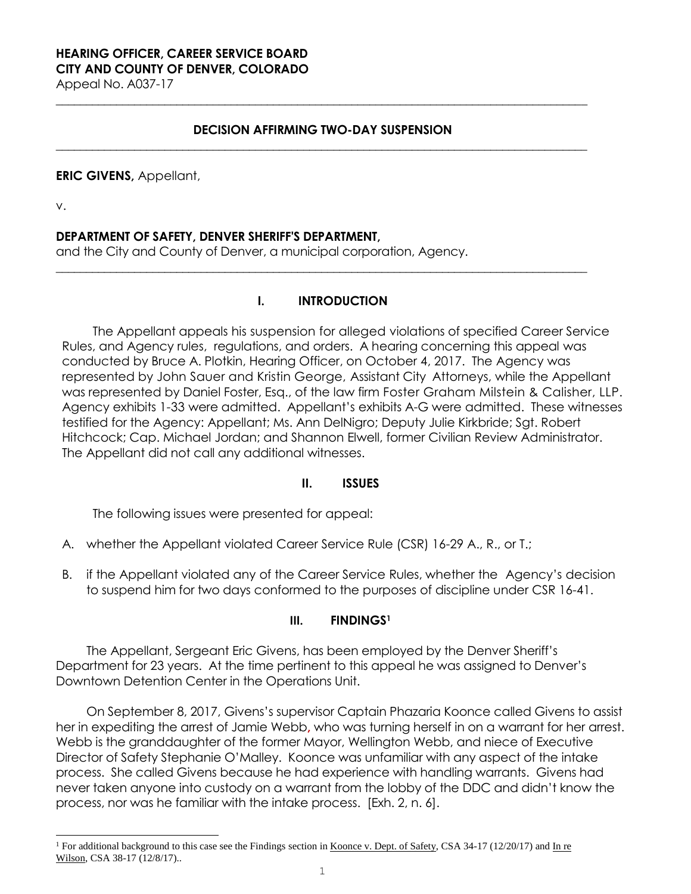**HEARING OFFICER, CAREER SERVICE BOARD**
**CITY AND COUNTY OF DENVER, COLORADO**
Appeal No. A037-17

---

**DECISION AFFIRMING TWO-DAY SUSPENSION**

---

**ERIC GIVENS,** Appellant,

v.

**DEPARTMENT OF SAFETY, DENVER SHERIFF'S DEPARTMENT,**
and the City and County of Denver, a municipal corporation, Agency.

---

## I. INTRODUCTION

The Appellant appeals his suspension for alleged violations of specified Career Service Rules, and Agency rules, regulations, and orders. A hearing concerning this appeal was conducted by Bruce A. Plotkin, Hearing Officer, on October 4, 2017. The Agency was represented by John Sauer and Kristin George, Assistant City Attorneys, while the Appellant was represented by Daniel Foster, Esq., of the law firm Foster Graham Milstein & Calisher, LLP. Agency exhibits 1-33 were admitted. Appellant's exhibits A-G were admitted. These witnesses testified for the Agency: Appellant; Ms. Ann DelNigro; Deputy Julie Kirkbride; Sgt. Robert Hitchcock; Cap. Michael Jordan; and Shannon Elwell, former Civilian Review Administrator. The Appellant did not call any additional witnesses.

## II. ISSUES

The following issues were presented for appeal:

A. whether the Appellant violated Career Service Rule (CSR) 16-29 A., R., or T.;

B. if the Appellant violated any of the Career Service Rules, whether the Agency's decision to suspend him for two days conformed to the purposes of discipline under CSR 16-41.

## III. FINDINGS[1]

The Appellant, Sergeant Eric Givens, has been employed by the Denver Sheriff's Department for 23 years. At the time pertinent to this appeal he was assigned to Denver's Downtown Detention Center in the Operations Unit.

On September 8, 2017, Givens's supervisor Captain Phazaria Koonce called Givens to assist her in expediting the arrest of Jamie Webb, who was turning herself in on a warrant for her arrest. Webb is the granddaughter of the former Mayor, Wellington Webb, and niece of Executive Director of Safety Stephanie O'Malley. Koonce was unfamiliar with any aspect of the intake process. She called Givens because he had experience with handling warrants. Givens had never taken anyone into custody on a warrant from the lobby of the DDC and didn't know the process, nor was he familiar with the intake process. [Exh. 2, n. 6].

---

[1] For additional background to this case see the Findings section in Koonce v. Dept. of Safety, CSA 34-17 (12/20/17) and In re Wilson, CSA 38-17 (12/8/17)..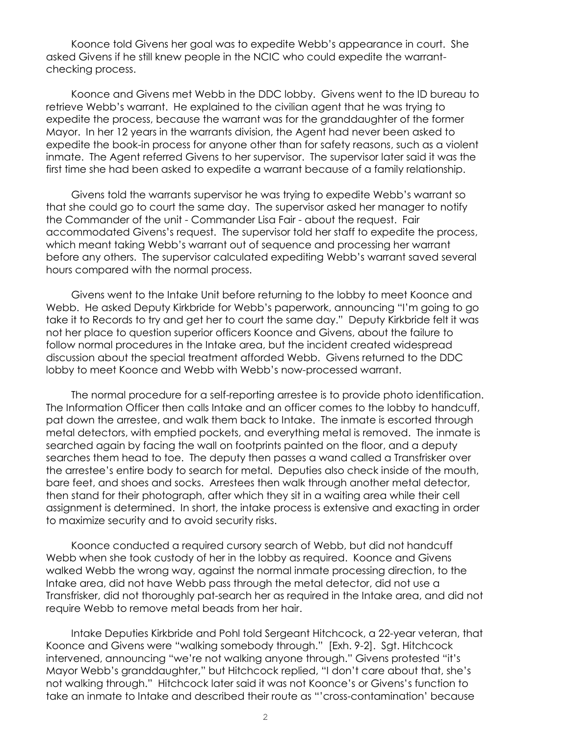Koonce told Givens her goal was to expedite Webb's appearance in court. She asked Givens if he still knew people in the NCIC who could expedite the warrant-checking process.

Koonce and Givens met Webb in the DDC lobby. Givens went to the ID bureau to retrieve Webb's warrant. He explained to the civilian agent that he was trying to expedite the process, because the warrant was for the granddaughter of the former Mayor. In her 12 years in the warrants division, the Agent had never been asked to expedite the book-in process for anyone other than for safety reasons, such as a violent inmate. The Agent referred Givens to her supervisor. The supervisor later said it was the first time she had been asked to expedite a warrant because of a family relationship.

Givens told the warrants supervisor he was trying to expedite Webb's warrant so that she could go to court the same day. The supervisor asked her manager to notify the Commander of the unit - Commander Lisa Fair - about the request. Fair accommodated Givens's request. The supervisor told her staff to expedite the process, which meant taking Webb's warrant out of sequence and processing her warrant before any others. The supervisor calculated expediting Webb's warrant saved several hours compared with the normal process.

Givens went to the Intake Unit before returning to the lobby to meet Koonce and Webb. He asked Deputy Kirkbride for Webb's paperwork, announcing "I'm going to go take it to Records to try and get her to court the same day." Deputy Kirkbride felt it was not her place to question superior officers Koonce and Givens, about the failure to follow normal procedures in the Intake area, but the incident created widespread discussion about the special treatment afforded Webb. Givens returned to the DDC lobby to meet Koonce and Webb with Webb's now-processed warrant.

The normal procedure for a self-reporting arrestee is to provide photo identification. The Information Officer then calls Intake and an officer comes to the lobby to handcuff, pat down the arrestee, and walk them back to Intake. The inmate is escorted through metal detectors, with emptied pockets, and everything metal is removed. The inmate is searched again by facing the wall on footprints painted on the floor, and a deputy searches them head to toe. The deputy then passes a wand called a Transfrisker over the arrestee's entire body to search for metal. Deputies also check inside of the mouth, bare feet, and shoes and socks. Arrestees then walk through another metal detector, then stand for their photograph, after which they sit in a waiting area while their cell assignment is determined. In short, the intake process is extensive and exacting in order to maximize security and to avoid security risks.

Koonce conducted a required cursory search of Webb, but did not handcuff Webb when she took custody of her in the lobby as required. Koonce and Givens walked Webb the wrong way, against the normal inmate processing direction, to the Intake area, did not have Webb pass through the metal detector, did not use a Transfrisker, did not thoroughly pat-search her as required in the Intake area, and did not require Webb to remove metal beads from her hair.

Intake Deputies Kirkbride and Pohl told Sergeant Hitchcock, a 22-year veteran, that Koonce and Givens were "walking somebody through." [Exh. 9-2]. Sgt. Hitchcock intervened, announcing "we're not walking anyone through." Givens protested "it's Mayor Webb's granddaughter," but Hitchcock replied, "I don't care about that, she's not walking through." Hitchcock later said it was not Koonce's or Givens's function to take an inmate to Intake and described their route as "'cross-contamination' because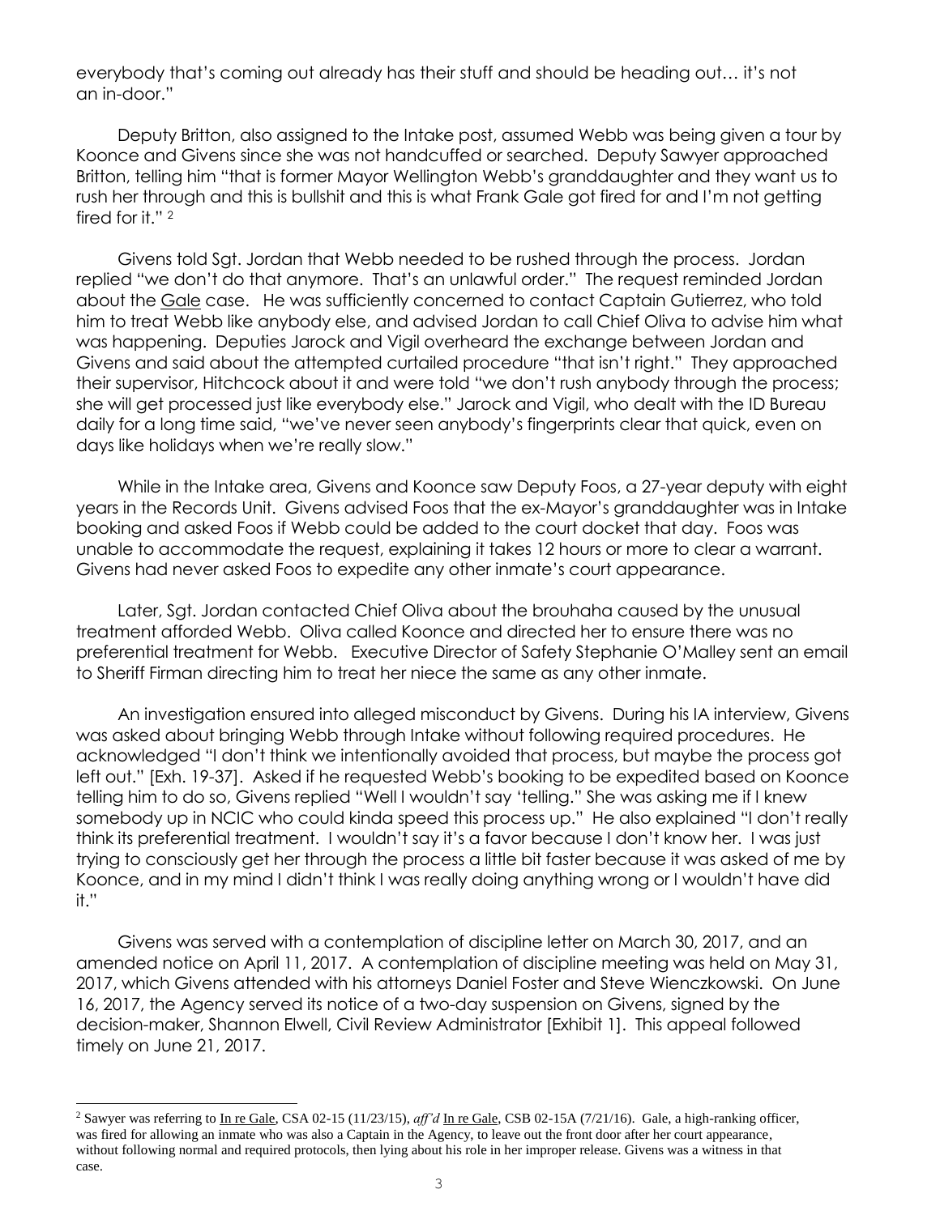everybody that's coming out already has their stuff and should be heading out… it's not an in-door."

Deputy Britton, also assigned to the Intake post, assumed Webb was being given a tour by Koonce and Givens since she was not handcuffed or searched. Deputy Sawyer approached Britton, telling him "that is former Mayor Wellington Webb's granddaughter and they want us to rush her through and this is bullshit and this is what Frank Gale got fired for and I'm not getting fired for it." [2]

Givens told Sgt. Jordan that Webb needed to be rushed through the process. Jordan replied "we don't do that anymore. That's an unlawful order." The request reminded Jordan about the Gale case. He was sufficiently concerned to contact Captain Gutierrez, who told him to treat Webb like anybody else, and advised Jordan to call Chief Oliva to advise him what was happening. Deputies Jarock and Vigil overheard the exchange between Jordan and Givens and said about the attempted curtailed procedure "that isn't right." They approached their supervisor, Hitchcock about it and were told "we don't rush anybody through the process; she will get processed just like everybody else." Jarock and Vigil, who dealt with the ID Bureau daily for a long time said, "we've never seen anybody's fingerprints clear that quick, even on days like holidays when we're really slow."

While in the Intake area, Givens and Koonce saw Deputy Foos, a 27-year deputy with eight years in the Records Unit. Givens advised Foos that the ex-Mayor's granddaughter was in Intake booking and asked Foos if Webb could be added to the court docket that day. Foos was unable to accommodate the request, explaining it takes 12 hours or more to clear a warrant. Givens had never asked Foos to expedite any other inmate's court appearance.

Later, Sgt. Jordan contacted Chief Oliva about the brouhaha caused by the unusual treatment afforded Webb. Oliva called Koonce and directed her to ensure there was no preferential treatment for Webb. Executive Director of Safety Stephanie O'Malley sent an email to Sheriff Firman directing him to treat her niece the same as any other inmate.

An investigation ensured into alleged misconduct by Givens. During his IA interview, Givens was asked about bringing Webb through Intake without following required procedures. He acknowledged "I don't think we intentionally avoided that process, but maybe the process got left out." [Exh. 19-37]. Asked if he requested Webb's booking to be expedited based on Koonce telling him to do so, Givens replied "Well I wouldn't say 'telling." She was asking me if I knew somebody up in NCIC who could kinda speed this process up." He also explained "I don't really think its preferential treatment. I wouldn't say it's a favor because I don't know her. I was just trying to consciously get her through the process a little bit faster because it was asked of me by Koonce, and in my mind I didn't think I was really doing anything wrong or I wouldn't have did it."

Givens was served with a contemplation of discipline letter on March 30, 2017, and an amended notice on April 11, 2017. A contemplation of discipline meeting was held on May 31, 2017, which Givens attended with his attorneys Daniel Foster and Steve Wienczkowski. On June 16, 2017, the Agency served its notice of a two-day suspension on Givens, signed by the decision-maker, Shannon Elwell, Civil Review Administrator [Exhibit 1]. This appeal followed timely on June 21, 2017.

---

[2] Sawyer was referring to In re Gale, CSA 02-15 (11/23/15), *aff'd* In re Gale, CSB 02-15A (7/21/16). Gale, a high-ranking officer, was fired for allowing an inmate who was also a Captain in the Agency, to leave out the front door after her court appearance, without following normal and required protocols, then lying about his role in her improper release. Givens was a witness in that case.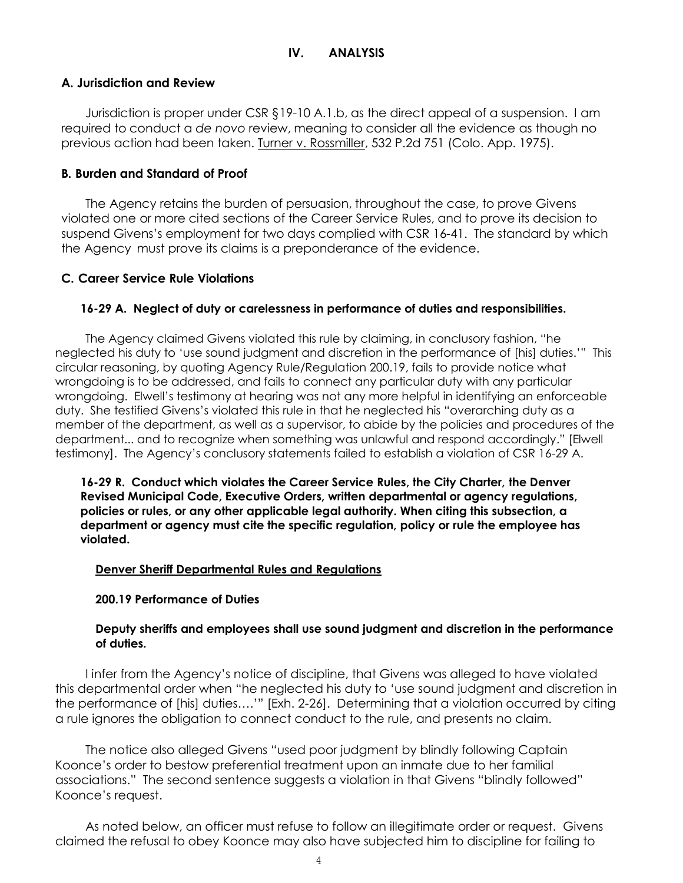## IV. ANALYSIS

### A. Jurisdiction and Review

Jurisdiction is proper under CSR §19-10 A.1.b, as the direct appeal of a suspension. I am required to conduct a *de novo* review, meaning to consider all the evidence as though no previous action had been taken. Turner v. Rossmiller, 532 P.2d 751 (Colo. App. 1975).

### B. Burden and Standard of Proof

The Agency retains the burden of persuasion, throughout the case, to prove Givens violated one or more cited sections of the Career Service Rules, and to prove its decision to suspend Givens's employment for two days complied with CSR 16-41. The standard by which the Agency must prove its claims is a preponderance of the evidence.

### C. Career Service Rule Violations

#### 16-29 A. Neglect of duty or carelessness in performance of duties and responsibilities.

The Agency claimed Givens violated this rule by claiming, in conclusory fashion, "he neglected his duty to 'use sound judgment and discretion in the performance of [his] duties.'" This circular reasoning, by quoting Agency Rule/Regulation 200.19, fails to provide notice what wrongdoing is to be addressed, and fails to connect any particular duty with any particular wrongdoing. Elwell's testimony at hearing was not any more helpful in identifying an enforceable duty. She testified Givens's violated this rule in that he neglected his "overarching duty as a member of the department, as well as a supervisor, to abide by the policies and procedures of the department... and to recognize when something was unlawful and respond accordingly." [Elwell testimony]. The Agency's conclusory statements failed to establish a violation of CSR 16-29 A.

**16-29 R. Conduct which violates the Career Service Rules, the City Charter, the Denver Revised Municipal Code, Executive Orders, written departmental or agency regulations, policies or rules, or any other applicable legal authority. When citing this subsection, a department or agency must cite the specific regulation, policy or rule the employee has violated.**

**Denver Sheriff Departmental Rules and Regulations**

**200.19 Performance of Duties**

**Deputy sheriffs and employees shall use sound judgment and discretion in the performance of duties.**

I infer from the Agency's notice of discipline, that Givens was alleged to have violated this departmental order when "he neglected his duty to 'use sound judgment and discretion in the performance of [his] duties….'" [Exh. 2-26]. Determining that a violation occurred by citing a rule ignores the obligation to connect conduct to the rule, and presents no claim.

The notice also alleged Givens "used poor judgment by blindly following Captain Koonce's order to bestow preferential treatment upon an inmate due to her familial associations." The second sentence suggests a violation in that Givens "blindly followed" Koonce's request.

As noted below, an officer must refuse to follow an illegitimate order or request. Givens claimed the refusal to obey Koonce may also have subjected him to discipline for failing to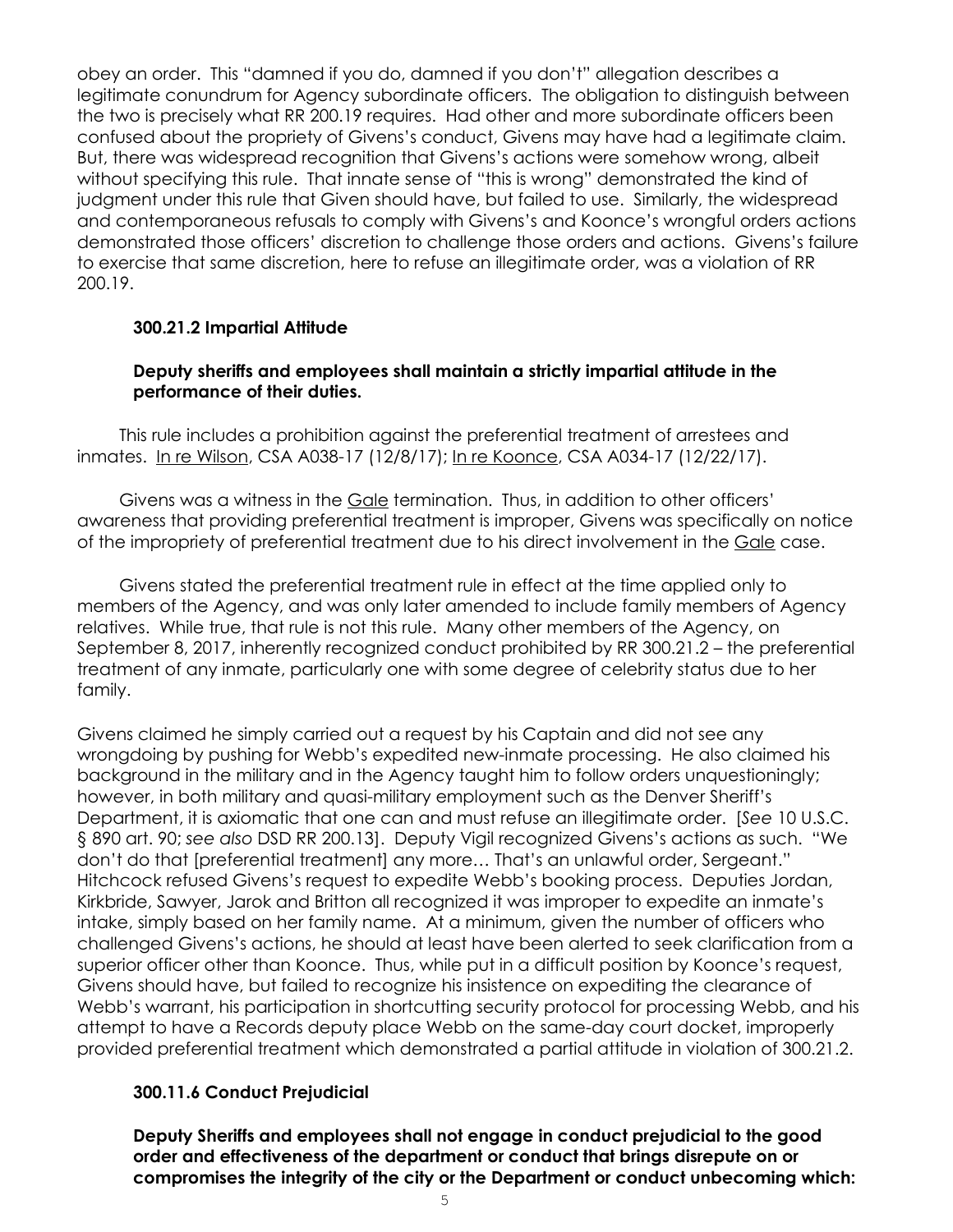obey an order. This "damned if you do, damned if you don't" allegation describes a legitimate conundrum for Agency subordinate officers. The obligation to distinguish between the two is precisely what RR 200.19 requires. Had other and more subordinate officers been confused about the propriety of Givens's conduct, Givens may have had a legitimate claim. But, there was widespread recognition that Givens's actions were somehow wrong, albeit without specifying this rule. That innate sense of "this is wrong" demonstrated the kind of judgment under this rule that Given should have, but failed to use. Similarly, the widespread and contemporaneous refusals to comply with Givens's and Koonce's wrongful orders actions demonstrated those officers' discretion to challenge those orders and actions. Givens's failure to exercise that same discretion, here to refuse an illegitimate order, was a violation of RR 200.19.

**300.21.2 Impartial Attitude**

**Deputy sheriffs and employees shall maintain a strictly impartial attitude in the performance of their duties.**

This rule includes a prohibition against the preferential treatment of arrestees and inmates. In re Wilson, CSA A038-17 (12/8/17); In re Koonce, CSA A034-17 (12/22/17).

Givens was a witness in the Gale termination. Thus, in addition to other officers' awareness that providing preferential treatment is improper, Givens was specifically on notice of the impropriety of preferential treatment due to his direct involvement in the Gale case.

Givens stated the preferential treatment rule in effect at the time applied only to members of the Agency, and was only later amended to include family members of Agency relatives. While true, that rule is not this rule. Many other members of the Agency, on September 8, 2017, inherently recognized conduct prohibited by RR 300.21.2 – the preferential treatment of any inmate, particularly one with some degree of celebrity status due to her family.

Givens claimed he simply carried out a request by his Captain and did not see any wrongdoing by pushing for Webb's expedited new-inmate processing. He also claimed his background in the military and in the Agency taught him to follow orders unquestioningly; however, in both military and quasi-military employment such as the Denver Sheriff's Department, it is axiomatic that one can and must refuse an illegitimate order. [*See* 10 U.S.C. § 890 art. 90; *see also* DSD RR 200.13]. Deputy Vigil recognized Givens's actions as such. "We don't do that [preferential treatment] any more… That's an unlawful order, Sergeant." Hitchcock refused Givens's request to expedite Webb's booking process. Deputies Jordan, Kirkbride, Sawyer, Jarok and Britton all recognized it was improper to expedite an inmate's intake, simply based on her family name. At a minimum, given the number of officers who challenged Givens's actions, he should at least have been alerted to seek clarification from a superior officer other than Koonce. Thus, while put in a difficult position by Koonce's request, Givens should have, but failed to recognize his insistence on expediting the clearance of Webb's warrant, his participation in shortcutting security protocol for processing Webb, and his attempt to have a Records deputy place Webb on the same-day court docket, improperly provided preferential treatment which demonstrated a partial attitude in violation of 300.21.2.

**300.11.6 Conduct Prejudicial**

**Deputy Sheriffs and employees shall not engage in conduct prejudicial to the good order and effectiveness of the department or conduct that brings disrepute on or compromises the integrity of the city or the Department or conduct unbecoming which:**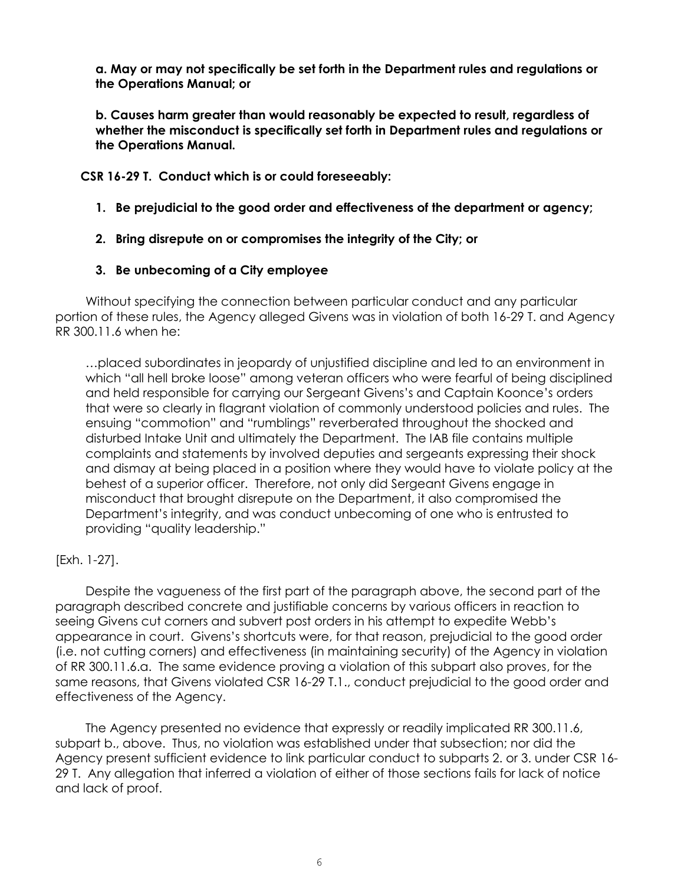**a. May or may not specifically be set forth in the Department rules and regulations or the Operations Manual; or**

**b. Causes harm greater than would reasonably be expected to result, regardless of whether the misconduct is specifically set forth in Department rules and regulations or the Operations Manual.**

**CSR 16-29 T. Conduct which is or could foreseeably:**

1. **Be prejudicial to the good order and effectiveness of the department or agency;**

2. **Bring disrepute on or compromises the integrity of the City; or**

3. **Be unbecoming of a City employee**

Without specifying the connection between particular conduct and any particular portion of these rules, the Agency alleged Givens was in violation of both 16-29 T. and Agency RR 300.11.6 when he:

> …placed subordinates in jeopardy of unjustified discipline and led to an environment in which "all hell broke loose" among veteran officers who were fearful of being disciplined and held responsible for carrying our Sergeant Givens's and Captain Koonce's orders that were so clearly in flagrant violation of commonly understood policies and rules. The ensuing "commotion" and "rumblings" reverberated throughout the shocked and disturbed Intake Unit and ultimately the Department. The IAB file contains multiple complaints and statements by involved deputies and sergeants expressing their shock and dismay at being placed in a position where they would have to violate policy at the behest of a superior officer. Therefore, not only did Sergeant Givens engage in misconduct that brought disrepute on the Department, it also compromised the Department's integrity, and was conduct unbecoming of one who is entrusted to providing "quality leadership."

[Exh. 1-27].

Despite the vagueness of the first part of the paragraph above, the second part of the paragraph described concrete and justifiable concerns by various officers in reaction to seeing Givens cut corners and subvert post orders in his attempt to expedite Webb's appearance in court. Givens's shortcuts were, for that reason, prejudicial to the good order (i.e. not cutting corners) and effectiveness (in maintaining security) of the Agency in violation of RR 300.11.6.a. The same evidence proving a violation of this subpart also proves, for the same reasons, that Givens violated CSR 16-29 T.1., conduct prejudicial to the good order and effectiveness of the Agency.

The Agency presented no evidence that expressly or readily implicated RR 300.11.6, subpart b., above. Thus, no violation was established under that subsection; nor did the Agency present sufficient evidence to link particular conduct to subparts 2. or 3. under CSR 16-29 T. Any allegation that inferred a violation of either of those sections fails for lack of notice and lack of proof.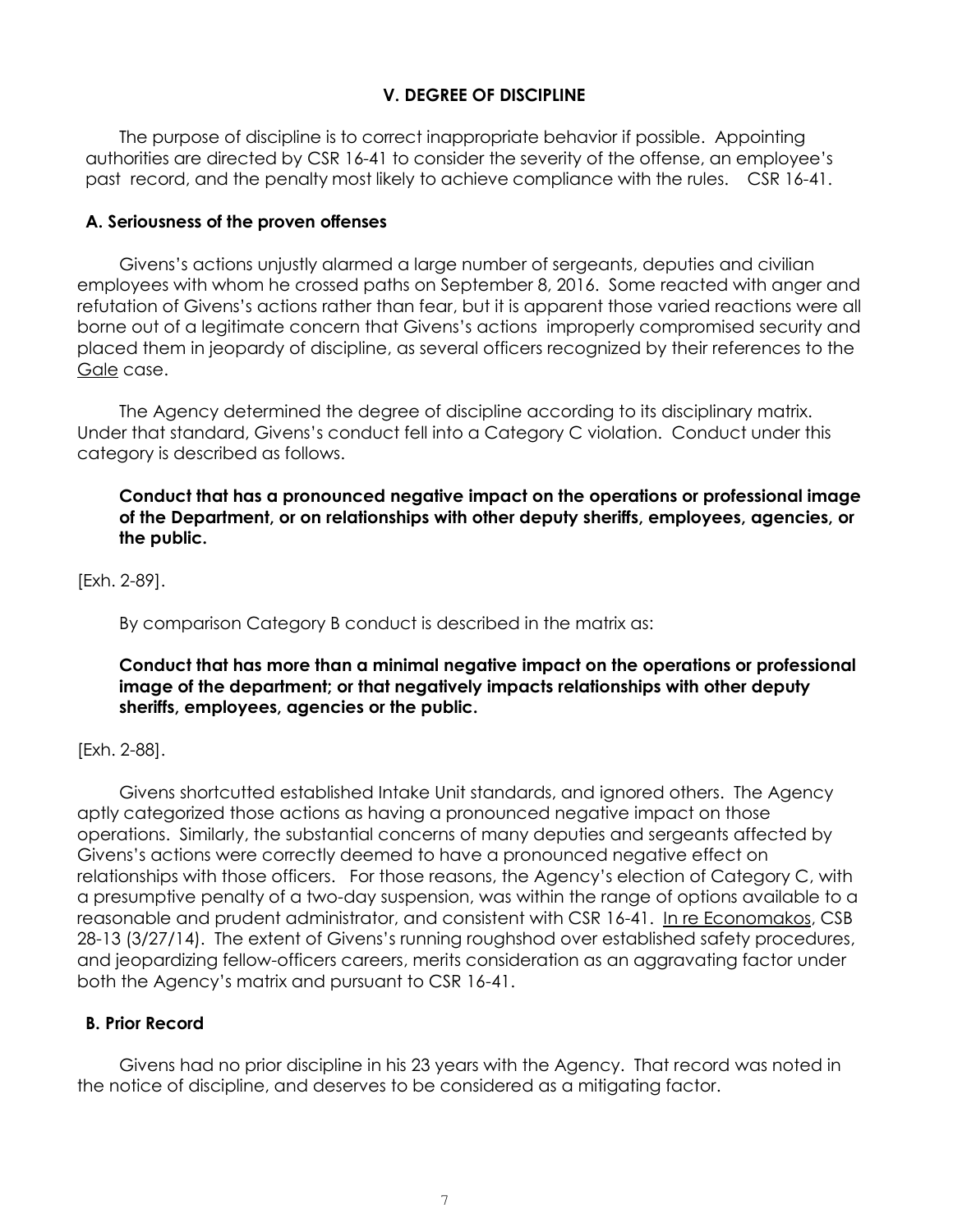## V. DEGREE OF DISCIPLINE

The purpose of discipline is to correct inappropriate behavior if possible. Appointing authorities are directed by CSR 16-41 to consider the severity of the offense, an employee's past record, and the penalty most likely to achieve compliance with the rules. CSR 16-41.

### A. Seriousness of the proven offenses

Givens's actions unjustly alarmed a large number of sergeants, deputies and civilian employees with whom he crossed paths on September 8, 2016. Some reacted with anger and refutation of Givens's actions rather than fear, but it is apparent those varied reactions were all borne out of a legitimate concern that Givens's actions improperly compromised security and placed them in jeopardy of discipline, as several officers recognized by their references to the Gale case.

The Agency determined the degree of discipline according to its disciplinary matrix. Under that standard, Givens's conduct fell into a Category C violation. Conduct under this category is described as follows.

> **Conduct that has a pronounced negative impact on the operations or professional image of the Department, or on relationships with other deputy sheriffs, employees, agencies, or the public.**

[Exh. 2-89].

By comparison Category B conduct is described in the matrix as:

> **Conduct that has more than a minimal negative impact on the operations or professional image of the department; or that negatively impacts relationships with other deputy sheriffs, employees, agencies or the public.**

[Exh. 2-88].

Givens shortcutted established Intake Unit standards, and ignored others. The Agency aptly categorized those actions as having a pronounced negative impact on those operations. Similarly, the substantial concerns of many deputies and sergeants affected by Givens's actions were correctly deemed to have a pronounced negative effect on relationships with those officers. For those reasons, the Agency's election of Category C, with a presumptive penalty of a two-day suspension, was within the range of options available to a reasonable and prudent administrator, and consistent with CSR 16-41. In re Economakos, CSB 28-13 (3/27/14). The extent of Givens's running roughshod over established safety procedures, and jeopardizing fellow-officers careers, merits consideration as an aggravating factor under both the Agency's matrix and pursuant to CSR 16-41.

### B. Prior Record

Givens had no prior discipline in his 23 years with the Agency. That record was noted in the notice of discipline, and deserves to be considered as a mitigating factor.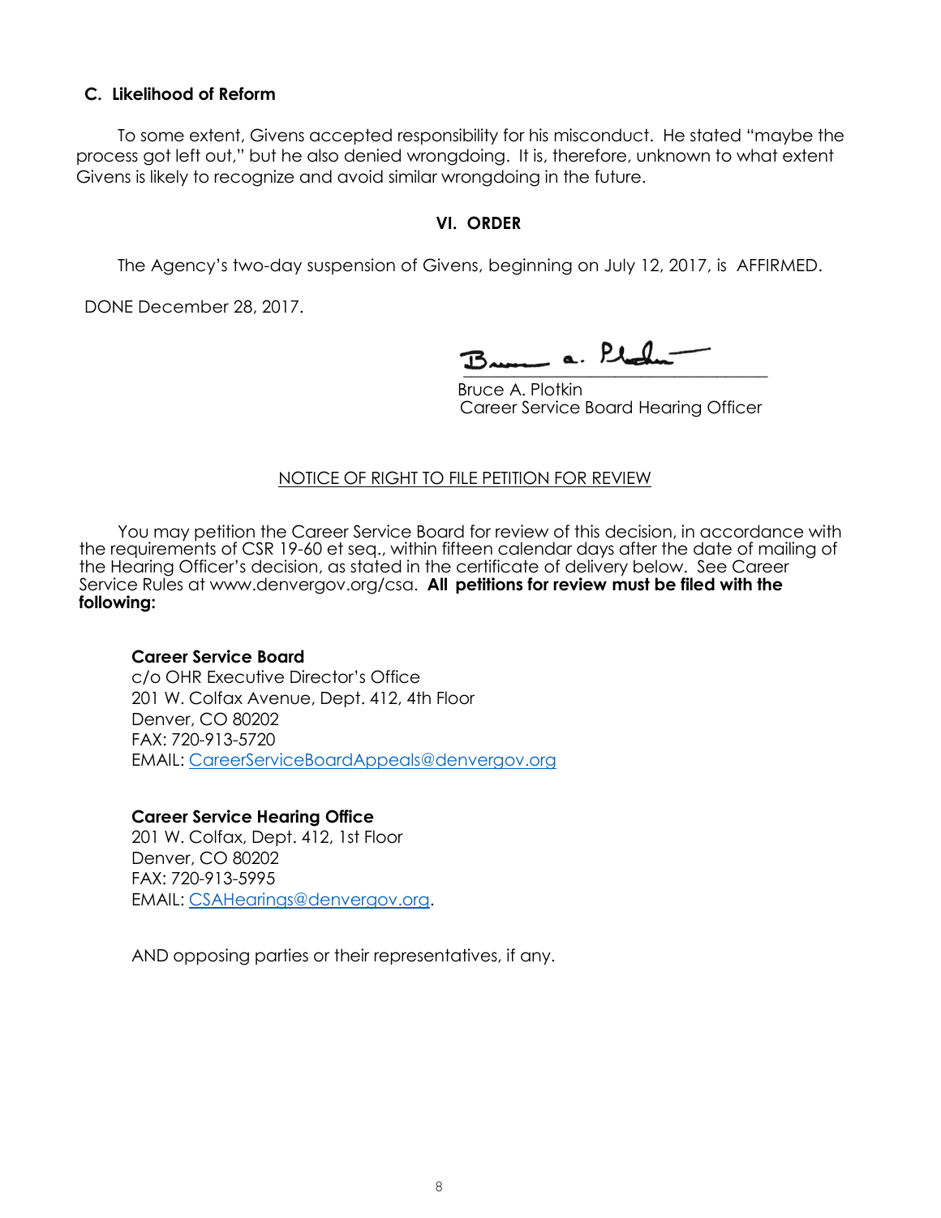### C. Likelihood of Reform

To some extent, Givens accepted responsibility for his misconduct. He stated "maybe the process got left out," but he also denied wrongdoing. It is, therefore, unknown to what extent Givens is likely to recognize and avoid similar wrongdoing in the future.

## VI. ORDER

The Agency's two-day suspension of Givens, beginning on July 12, 2017, is AFFIRMED.

DONE December 28, 2017.

Bruce A. Plotkin
Career Service Board Hearing Officer

<u>NOTICE OF RIGHT TO FILE PETITION FOR REVIEW</u>

You may petition the Career Service Board for review of this decision, in accordance with the requirements of CSR 19-60 et seq., within fifteen calendar days after the date of mailing of the Hearing Officer's decision, as stated in the certificate of delivery below. See Career Service Rules at www.denvergov.org/csa. **All petitions for review must be filed with the following:**

**Career Service Board**
c/o OHR Executive Director's Office
201 W. Colfax Avenue, Dept. 412, 4th Floor
Denver, CO 80202
FAX: 720-913-5720
EMAIL: CareerServiceBoardAppeals@denvergov.org

**Career Service Hearing Office**
201 W. Colfax, Dept. 412, 1st Floor
Denver, CO 80202
FAX: 720-913-5995
EMAIL: CSAHearings@denvergov.org.

AND opposing parties or their representatives, if any.